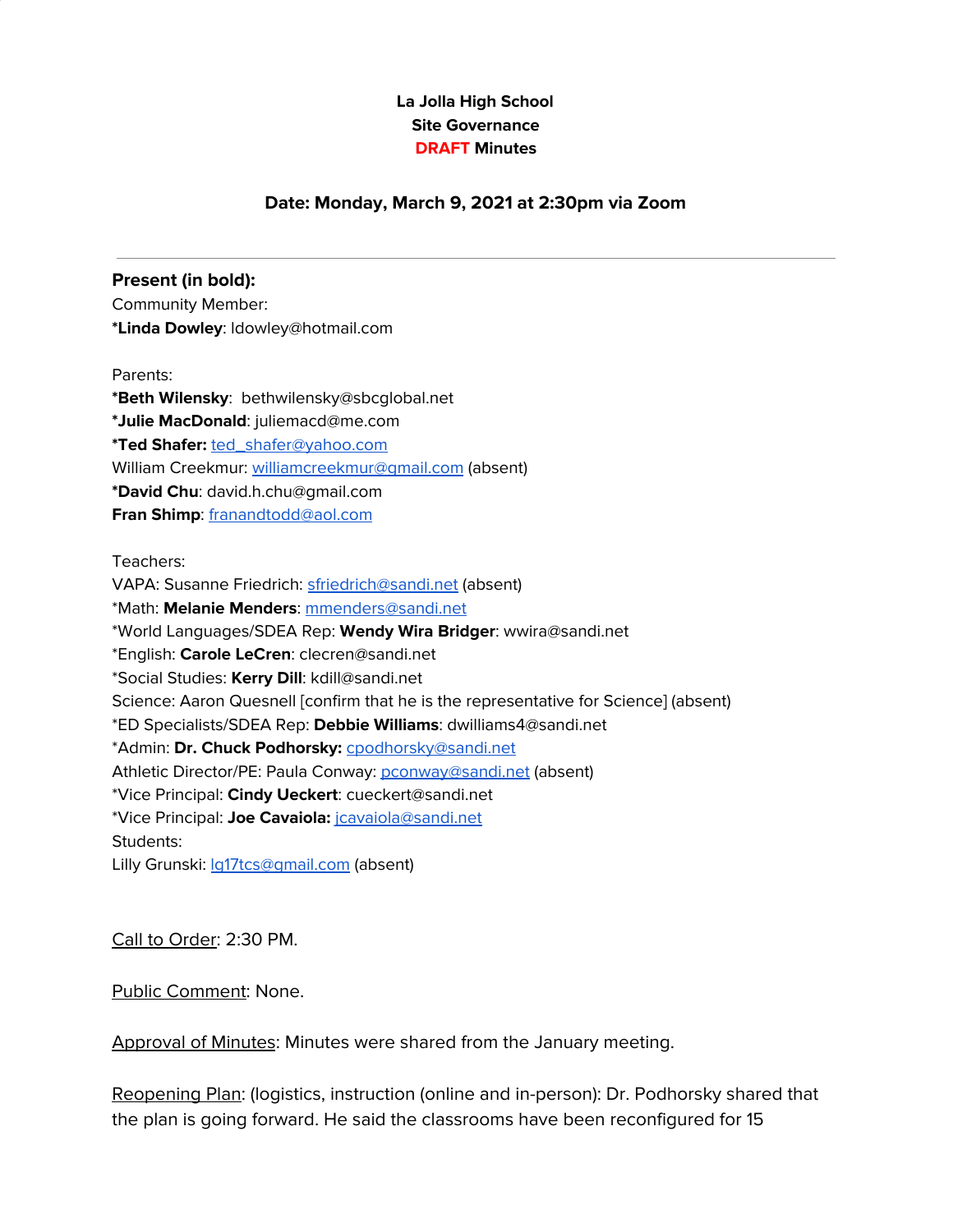**La Jolla High School**
**Site Governance**
**DRAFT Minutes**

**Date: Monday, March 9, 2021 at 2:30pm via Zoom**

---

**Present (in bold):**
Community Member:
***Linda Dowley**: ldowley@hotmail.com

Parents:
***Beth Wilensky**: bethwilensky@sbcglobal.net
***Julie MacDonald**: juliemacd@me.com
***Ted Shafer:** ted_shafer@yahoo.com
William Creekmur: williamcreekmur@gmail.com (absent)
***David Chu**: david.h.chu@gmail.com
**Fran Shimp**: franandtodd@aol.com

Teachers:
VAPA: Susanne Friedrich: sfriedrich@sandi.net (absent)
*Math: **Melanie Menders**: mmenders@sandi.net
*World Languages/SDEA Rep: **Wendy Wira Bridger**: wwira@sandi.net
*English: **Carole LeCren**: clecren@sandi.net
*Social Studies: **Kerry Dill**: kdill@sandi.net
Science: Aaron Quesnell [confirm that he is the representative for Science] (absent)
*ED Specialists/SDEA Rep: **Debbie Williams**: dwilliams4@sandi.net
*Admin: **Dr. Chuck Podhorsky:** cpodhorsky@sandi.net
Athletic Director/PE: Paula Conway: pconway@sandi.net (absent)
*Vice Principal: **Cindy Ueckert**: cueckert@sandi.net
*Vice Principal: **Joe Cavaiola:** jcavaiola@sandi.net
Students:
Lilly Grunski: lg17tcs@gmail.com (absent)

Call to Order: 2:30 PM.

Public Comment: None.

Approval of Minutes: Minutes were shared from the January meeting.

Reopening Plan: (logistics, instruction (online and in-person): Dr. Podhorsky shared that the plan is going forward. He said the classrooms have been reconfigured for 15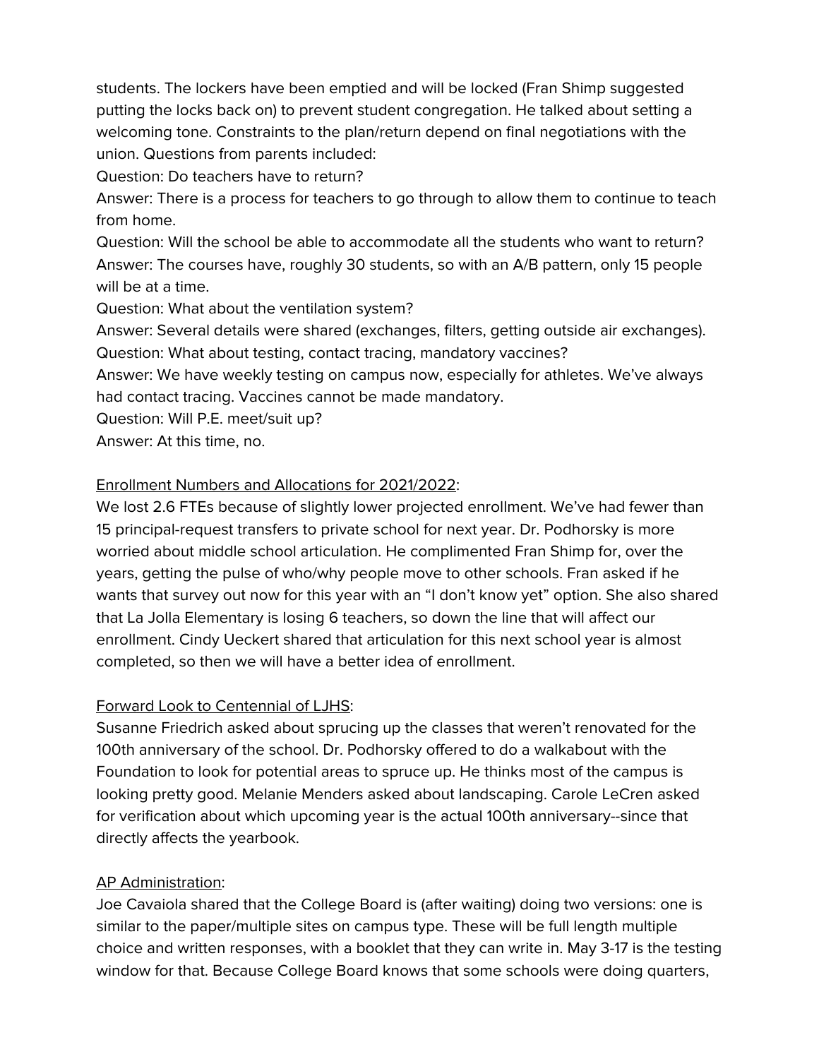students. The lockers have been emptied and will be locked (Fran Shimp suggested putting the locks back on) to prevent student congregation. He talked about setting a welcoming tone. Constraints to the plan/return depend on final negotiations with the union. Questions from parents included:

Question: Do teachers have to return?

Answer: There is a process for teachers to go through to allow them to continue to teach from home.

Question: Will the school be able to accommodate all the students who want to return?

Answer: The courses have, roughly 30 students, so with an A/B pattern, only 15 people will be at a time.

Question: What about the ventilation system?

Answer: Several details were shared (exchanges, filters, getting outside air exchanges).

Question: What about testing, contact tracing, mandatory vaccines?

Answer: We have weekly testing on campus now, especially for athletes. We've always had contact tracing. Vaccines cannot be made mandatory.

Question: Will P.E. meet/suit up?

Answer: At this time, no.

<u>Enrollment Numbers and Allocations for 2021/2022</u>:

We lost 2.6 FTEs because of slightly lower projected enrollment. We've had fewer than 15 principal-request transfers to private school for next year. Dr. Podhorsky is more worried about middle school articulation. He complimented Fran Shimp for, over the years, getting the pulse of who/why people move to other schools. Fran asked if he wants that survey out now for this year with an "I don't know yet" option. She also shared that La Jolla Elementary is losing 6 teachers, so down the line that will affect our enrollment. Cindy Ueckert shared that articulation for this next school year is almost completed, so then we will have a better idea of enrollment.

<u>Forward Look to Centennial of LJHS</u>:

Susanne Friedrich asked about sprucing up the classes that weren't renovated for the 100th anniversary of the school. Dr. Podhorsky offered to do a walkabout with the Foundation to look for potential areas to spruce up. He thinks most of the campus is looking pretty good. Melanie Menders asked about landscaping. Carole LeCren asked for verification about which upcoming year is the actual 100th anniversary--since that directly affects the yearbook.

<u>AP Administration</u>:

Joe Cavaiola shared that the College Board is (after waiting) doing two versions: one is similar to the paper/multiple sites on campus type. These will be full length multiple choice and written responses, with a booklet that they can write in. May 3-17 is the testing window for that. Because College Board knows that some schools were doing quarters,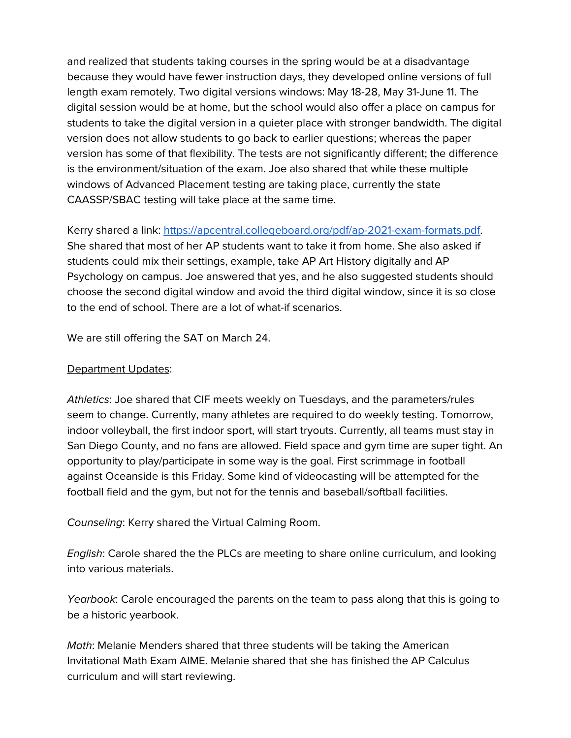and realized that students taking courses in the spring would be at a disadvantage because they would have fewer instruction days, they developed online versions of full length exam remotely. Two digital versions windows: May 18-28, May 31-June 11. The digital session would be at home, but the school would also offer a place on campus for students to take the digital version in a quieter place with stronger bandwidth. The digital version does not allow students to go back to earlier questions; whereas the paper version has some of that flexibility. The tests are not significantly different; the difference is the environment/situation of the exam. Joe also shared that while these multiple windows of Advanced Placement testing are taking place, currently the state CAASSP/SBAC testing will take place at the same time.

Kerry shared a link: [https://apcentral.collegeboard.org/pdf/ap-2021-exam-formats.pdf](https://apcentral.collegeboard.org/pdf/ap-2021-exam-formats.pdf). She shared that most of her AP students want to take it from home. She also asked if students could mix their settings, example, take AP Art History digitally and AP Psychology on campus. Joe answered that yes, and he also suggested students should choose the second digital window and avoid the third digital window, since it is so close to the end of school. There are a lot of what-if scenarios.

We are still offering the SAT on March 24.

<u>Department Updates</u>:

*Athletics*: Joe shared that CIF meets weekly on Tuesdays, and the parameters/rules seem to change. Currently, many athletes are required to do weekly testing. Tomorrow, indoor volleyball, the first indoor sport, will start tryouts. Currently, all teams must stay in San Diego County, and no fans are allowed. Field space and gym time are super tight. An opportunity to play/participate in some way is the goal. First scrimmage in football against Oceanside is this Friday. Some kind of videocasting will be attempted for the football field and the gym, but not for the tennis and baseball/softball facilities.

*Counseling*: Kerry shared the Virtual Calming Room.

*English*: Carole shared the the PLCs are meeting to share online curriculum, and looking into various materials.

*Yearbook*: Carole encouraged the parents on the team to pass along that this is going to be a historic yearbook.

*Math*: Melanie Menders shared that three students will be taking the American Invitational Math Exam AIME. Melanie shared that she has finished the AP Calculus curriculum and will start reviewing.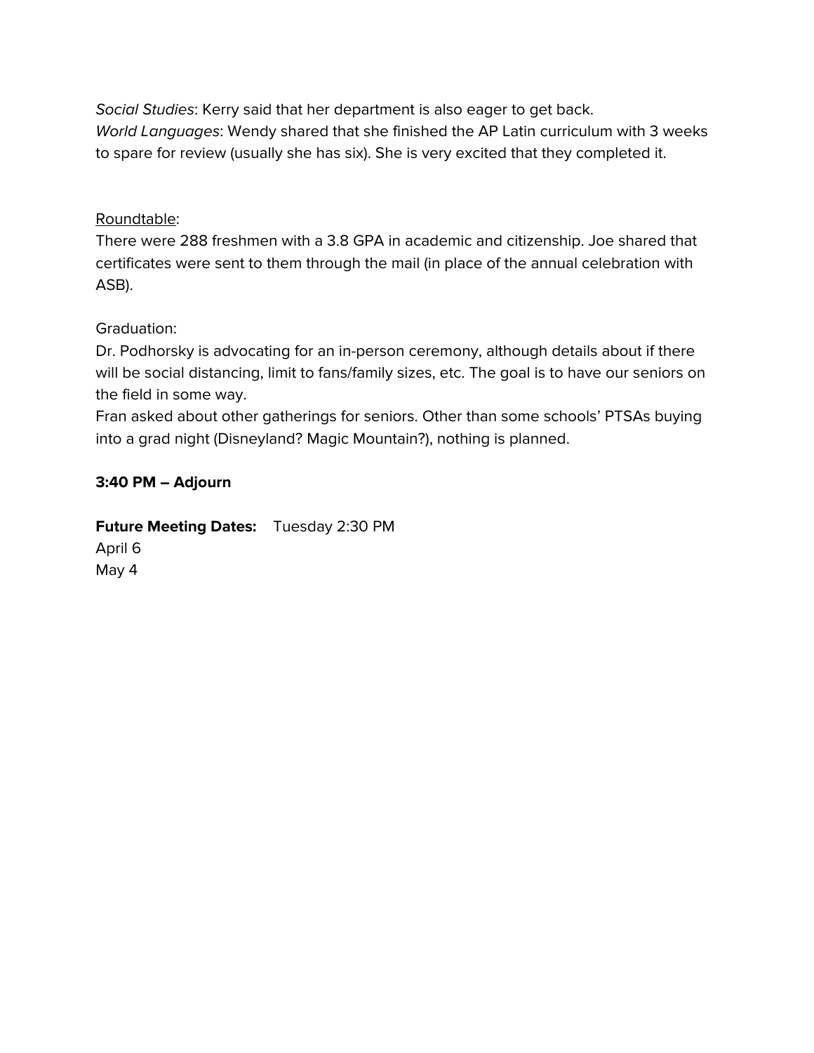*Social Studies*: Kerry said that her department is also eager to get back.
*World Languages*: Wendy shared that she finished the AP Latin curriculum with 3 weeks to spare for review (usually she has six). She is very excited that they completed it.

<u>Roundtable</u>:
There were 288 freshmen with a 3.8 GPA in academic and citizenship. Joe shared that certificates were sent to them through the mail (in place of the annual celebration with ASB).

Graduation:
Dr. Podhorsky is advocating for an in-person ceremony, although details about if there will be social distancing, limit to fans/family sizes, etc. The goal is to have our seniors on the field in some way.
Fran asked about other gatherings for seniors. Other than some schools' PTSAs buying into a grad night (Disneyland? Magic Mountain?), nothing is planned.

**3:40 PM – Adjourn**

**Future Meeting Dates:** Tuesday 2:30 PM
April 6
May 4